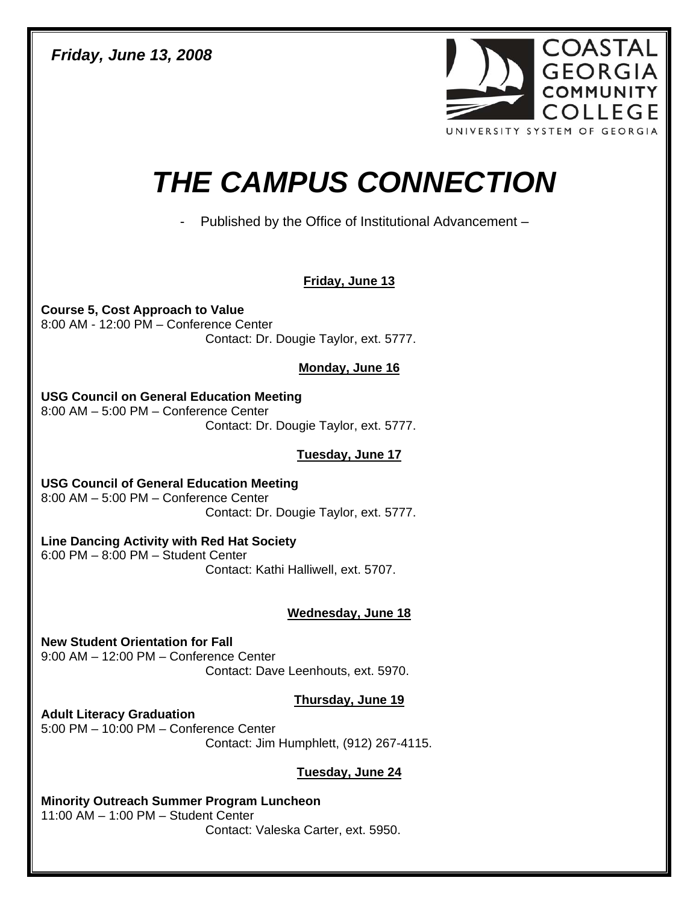*Friday, June 13, 2008*

COASTAL GEORGIA COMMUNITY COLLEGE
UNIVERSITY SYSTEM OF GEORGIA

# *THE CAMPUS CONNECTION*

- Published by the Office of Institutional Advancement –

**Friday, June 13**

**Course 5, Cost Approach to Value**
8:00 AM - 12:00 PM – Conference Center
Contact: Dr. Dougie Taylor, ext. 5777.

**Monday, June 16**

**USG Council on General Education Meeting**
8:00 AM – 5:00 PM – Conference Center
Contact: Dr. Dougie Taylor, ext. 5777.

**Tuesday, June 17**

**USG Council of General Education Meeting**
8:00 AM – 5:00 PM – Conference Center
Contact: Dr. Dougie Taylor, ext. 5777.

**Line Dancing Activity with Red Hat Society**
6:00 PM – 8:00 PM – Student Center
Contact: Kathi Halliwell, ext. 5707.

**Wednesday, June 18**

**New Student Orientation for Fall**
9:00 AM – 12:00 PM – Conference Center
Contact: Dave Leenhouts, ext. 5970.

**Thursday, June 19**

**Adult Literacy Graduation**
5:00 PM – 10:00 PM – Conference Center
Contact: Jim Humphlett, (912) 267-4115.

**Tuesday, June 24**

**Minority Outreach Summer Program Luncheon**
11:00 AM – 1:00 PM – Student Center
Contact: Valeska Carter, ext. 5950.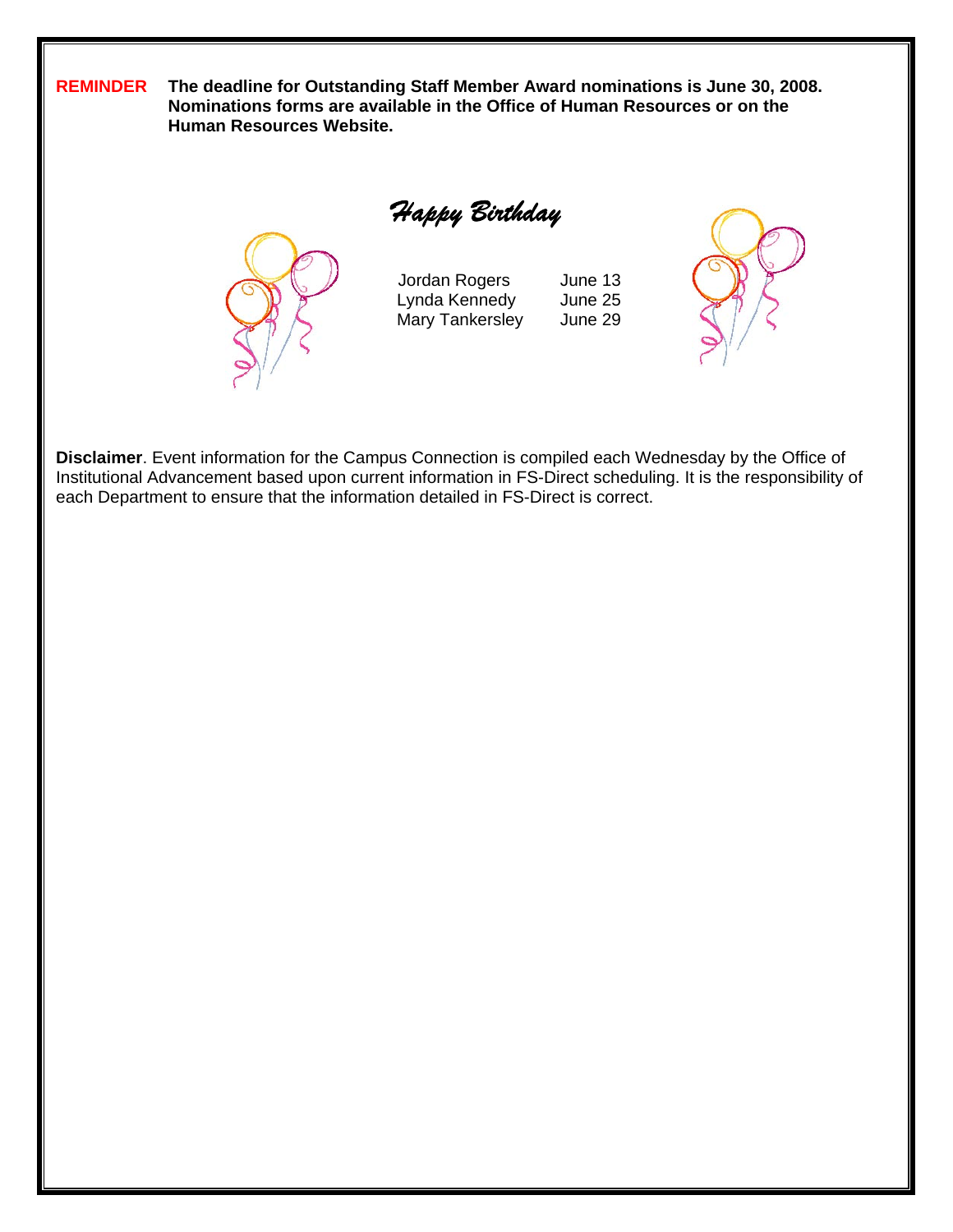**REMINDER** **The deadline for Outstanding Staff Member Award nominations is June 30, 2008. Nominations forms are available in the Office of Human Resources or on the Human Resources Website.**

## *Happy Birthday*

| | |
|---|---|
| Jordan Rogers | June 13 |
| Lynda Kennedy | June 25 |
| Mary Tankersley | June 29 |

**Disclaimer**. Event information for the Campus Connection is compiled each Wednesday by the Office of Institutional Advancement based upon current information in FS-Direct scheduling. It is the responsibility of each Department to ensure that the information detailed in FS-Direct is correct.